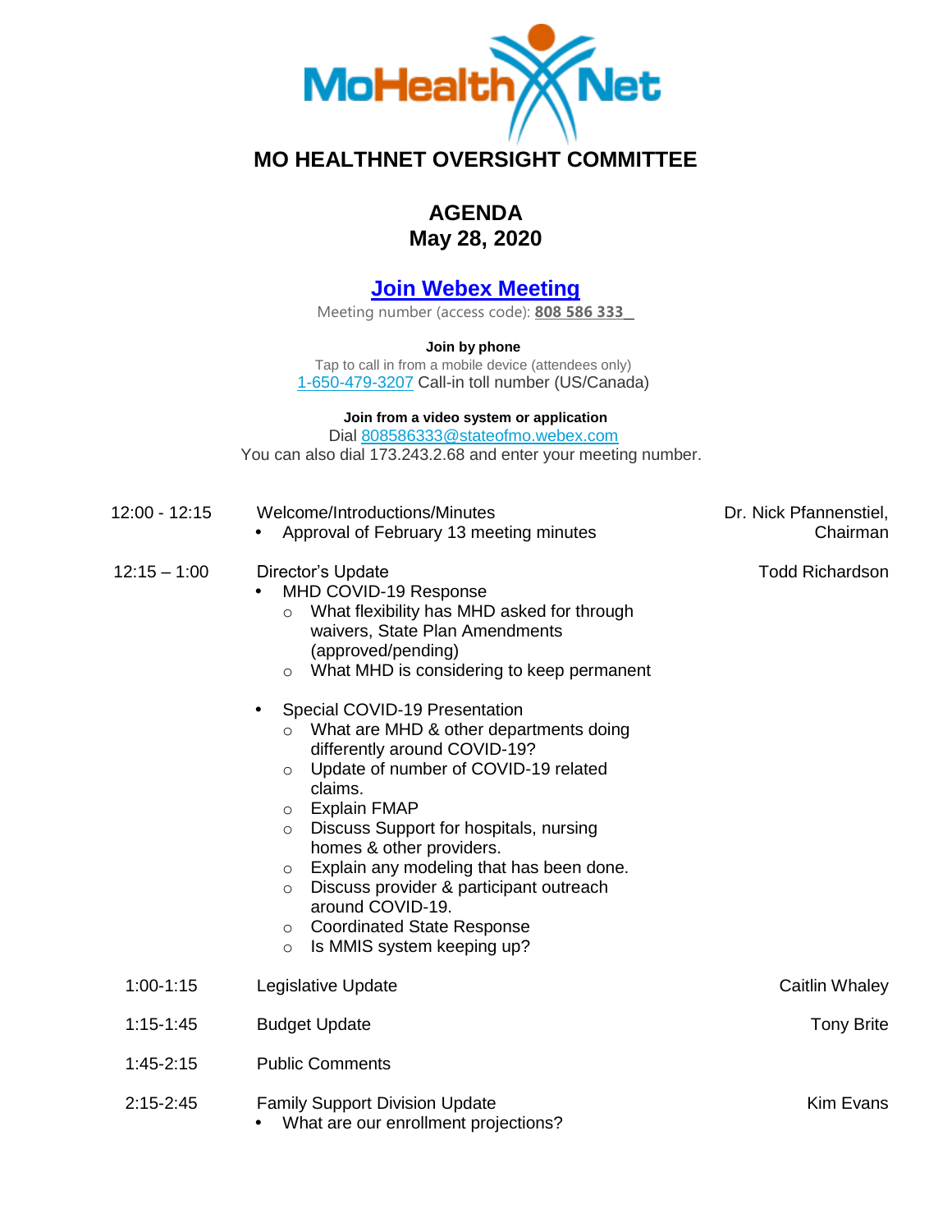# MO HEALTHNET OVERSIGHT COMMITTEE

## AGENDA
## May 28, 2020

**Join Webex Meeting**

Meeting number (access code): **808 586 333**

**Join by phone**

Tap to call in from a mobile device (attendees only)

1-650-479-3207 Call-in toll number (US/Canada)

**Join from a video system or application**

Dial 808586333@stateofmo.webex.com

You can also dial 173.243.2.68 and enter your meeting number.

| Time | Item | Presenter |
|---|---|---|
| 12:00 - 12:15 | Welcome/Introductions/Minutes<br>• Approval of February 13 meeting minutes | Dr. Nick Pfannenstiel, Chairman |
| 12:15 – 1:00 | Director's Update<br>• MHD COVID-19 Response<br>&nbsp;&nbsp;○ What flexibility has MHD asked for through waivers, State Plan Amendments (approved/pending)<br>&nbsp;&nbsp;○ What MHD is considering to keep permanent<br>• Special COVID-19 Presentation<br>&nbsp;&nbsp;○ What are MHD & other departments doing differently around COVID-19?<br>&nbsp;&nbsp;○ Update of number of COVID-19 related claims.<br>&nbsp;&nbsp;○ Explain FMAP<br>&nbsp;&nbsp;○ Discuss Support for hospitals, nursing homes & other providers.<br>&nbsp;&nbsp;○ Explain any modeling that has been done.<br>&nbsp;&nbsp;○ Discuss provider & participant outreach around COVID-19.<br>&nbsp;&nbsp;○ Coordinated State Response<br>&nbsp;&nbsp;○ Is MMIS system keeping up? | Todd Richardson |
| 1:00-1:15 | Legislative Update | Caitlin Whaley |
| 1:15-1:45 | Budget Update | Tony Brite |
| 1:45-2:15 | Public Comments | |
| 2:15-2:45 | Family Support Division Update<br>• What are our enrollment projections? | Kim Evans |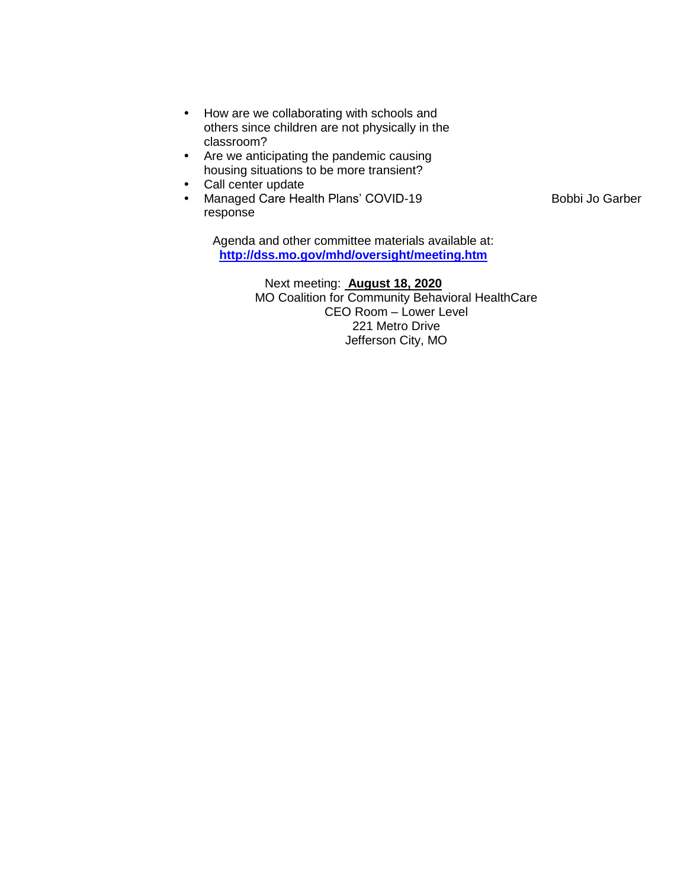- How are we collaborating with schools and others since children are not physically in the classroom?
- Are we anticipating the pandemic causing housing situations to be more transient?
- Call center update
- Managed Care Health Plans' COVID-19 response — Bobbi Jo Garber

Agenda and other committee materials available at: **http://dss.mo.gov/mhd/oversight/meeting.htm**

Next meeting: **August 18, 2020**

MO Coalition for Community Behavioral HealthCare
CEO Room – Lower Level
221 Metro Drive
Jefferson City, MO